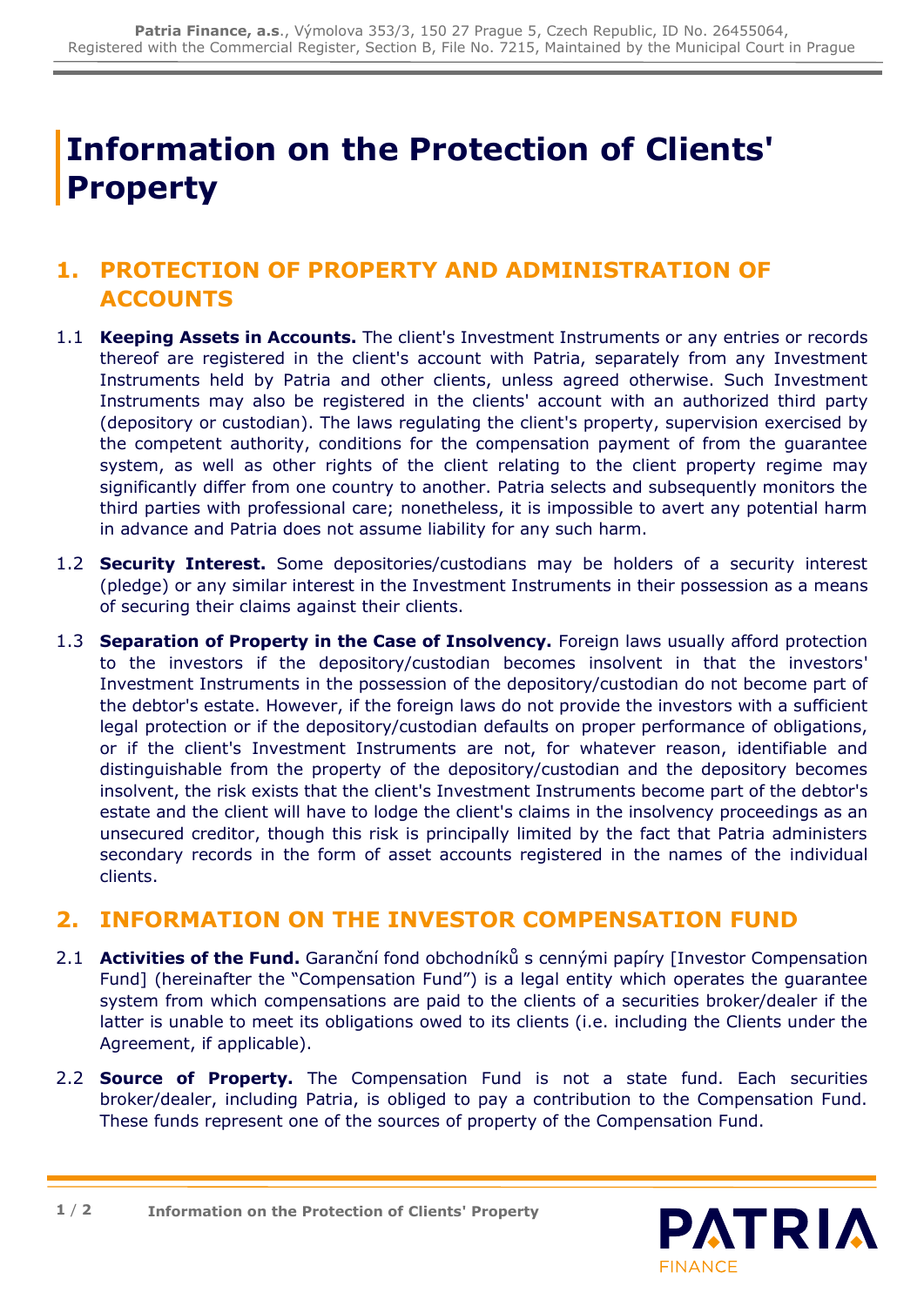# Information on the Protection of Clients' Property

## 1. PROTECTION OF PROPERTY AND ADMINISTRATION OF ACCOUNTS

1.1 **Keeping Assets in Accounts.** The client's Investment Instruments or any entries or records thereof are registered in the client's account with Patria, separately from any Investment Instruments held by Patria and other clients, unless agreed otherwise. Such Investment Instruments may also be registered in the clients' account with an authorized third party (depository or custodian). The laws regulating the client's property, supervision exercised by the competent authority, conditions for the compensation payment of from the guarantee system, as well as other rights of the client relating to the client property regime may significantly differ from one country to another. Patria selects and subsequently monitors the third parties with professional care; nonetheless, it is impossible to avert any potential harm in advance and Patria does not assume liability for any such harm.

1.2 **Security Interest.** Some depositories/custodians may be holders of a security interest (pledge) or any similar interest in the Investment Instruments in their possession as a means of securing their claims against their clients.

1.3 **Separation of Property in the Case of Insolvency.** Foreign laws usually afford protection to the investors if the depository/custodian becomes insolvent in that the investors' Investment Instruments in the possession of the depository/custodian do not become part of the debtor's estate. However, if the foreign laws do not provide the investors with a sufficient legal protection or if the depository/custodian defaults on proper performance of obligations, or if the client's Investment Instruments are not, for whatever reason, identifiable and distinguishable from the property of the depository/custodian and the depository becomes insolvent, the risk exists that the client's Investment Instruments become part of the debtor's estate and the client will have to lodge the client's claims in the insolvency proceedings as an unsecured creditor, though this risk is principally limited by the fact that Patria administers secondary records in the form of asset accounts registered in the names of the individual clients.

## 2. INFORMATION ON THE INVESTOR COMPENSATION FUND

2.1 **Activities of the Fund.** Garanční fond obchodníků s cennými papíry [Investor Compensation Fund] (hereinafter the "Compensation Fund") is a legal entity which operates the guarantee system from which compensations are paid to the clients of a securities broker/dealer if the latter is unable to meet its obligations owed to its clients (i.e. including the Clients under the Agreement, if applicable).

2.2 **Source of Property.** The Compensation Fund is not a state fund. Each securities broker/dealer, including Patria, is obliged to pay a contribution to the Compensation Fund. These funds represent one of the sources of property of the Compensation Fund.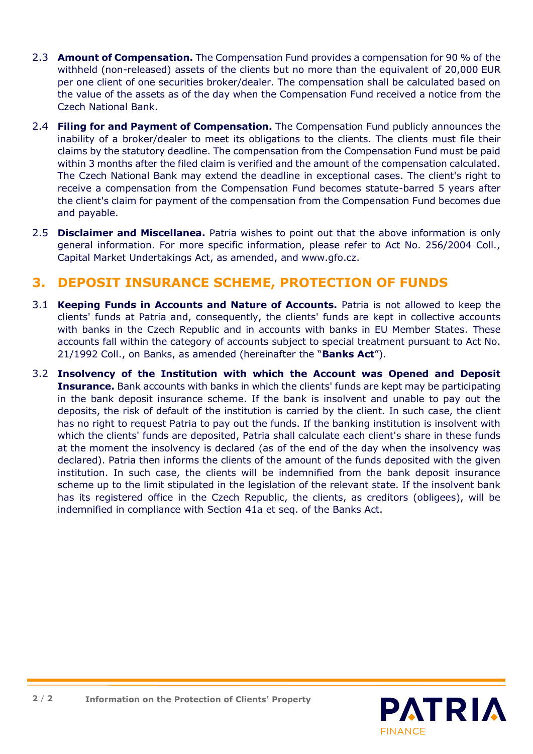2.3 **Amount of Compensation.** The Compensation Fund provides a compensation for 90 % of the withheld (non-released) assets of the clients but no more than the equivalent of 20,000 EUR per one client of one securities broker/dealer. The compensation shall be calculated based on the value of the assets as of the day when the Compensation Fund received a notice from the Czech National Bank.

2.4 **Filing for and Payment of Compensation.** The Compensation Fund publicly announces the inability of a broker/dealer to meet its obligations to the clients. The clients must file their claims by the statutory deadline. The compensation from the Compensation Fund must be paid within 3 months after the filed claim is verified and the amount of the compensation calculated. The Czech National Bank may extend the deadline in exceptional cases. The client's right to receive a compensation from the Compensation Fund becomes statute-barred 5 years after the client's claim for payment of the compensation from the Compensation Fund becomes due and payable.

2.5 **Disclaimer and Miscellanea.** Patria wishes to point out that the above information is only general information. For more specific information, please refer to Act No. 256/2004 Coll., Capital Market Undertakings Act, as amended, and www.gfo.cz.

## 3. DEPOSIT INSURANCE SCHEME, PROTECTION OF FUNDS

3.1 **Keeping Funds in Accounts and Nature of Accounts.** Patria is not allowed to keep the clients' funds at Patria and, consequently, the clients' funds are kept in collective accounts with banks in the Czech Republic and in accounts with banks in EU Member States. These accounts fall within the category of accounts subject to special treatment pursuant to Act No. 21/1992 Coll., on Banks, as amended (hereinafter the "**Banks Act**").

3.2 **Insolvency of the Institution with which the Account was Opened and Deposit Insurance.** Bank accounts with banks in which the clients' funds are kept may be participating in the bank deposit insurance scheme. If the bank is insolvent and unable to pay out the deposits, the risk of default of the institution is carried by the client. In such case, the client has no right to request Patria to pay out the funds. If the banking institution is insolvent with which the clients' funds are deposited, Patria shall calculate each client's share in these funds at the moment the insolvency is declared (as of the end of the day when the insolvency was declared). Patria then informs the clients of the amount of the funds deposited with the given institution. In such case, the clients will be indemnified from the bank deposit insurance scheme up to the limit stipulated in the legislation of the relevant state. If the insolvent bank has its registered office in the Czech Republic, the clients, as creditors (obligees), will be indemnified in compliance with Section 41a et seq. of the Banks Act.